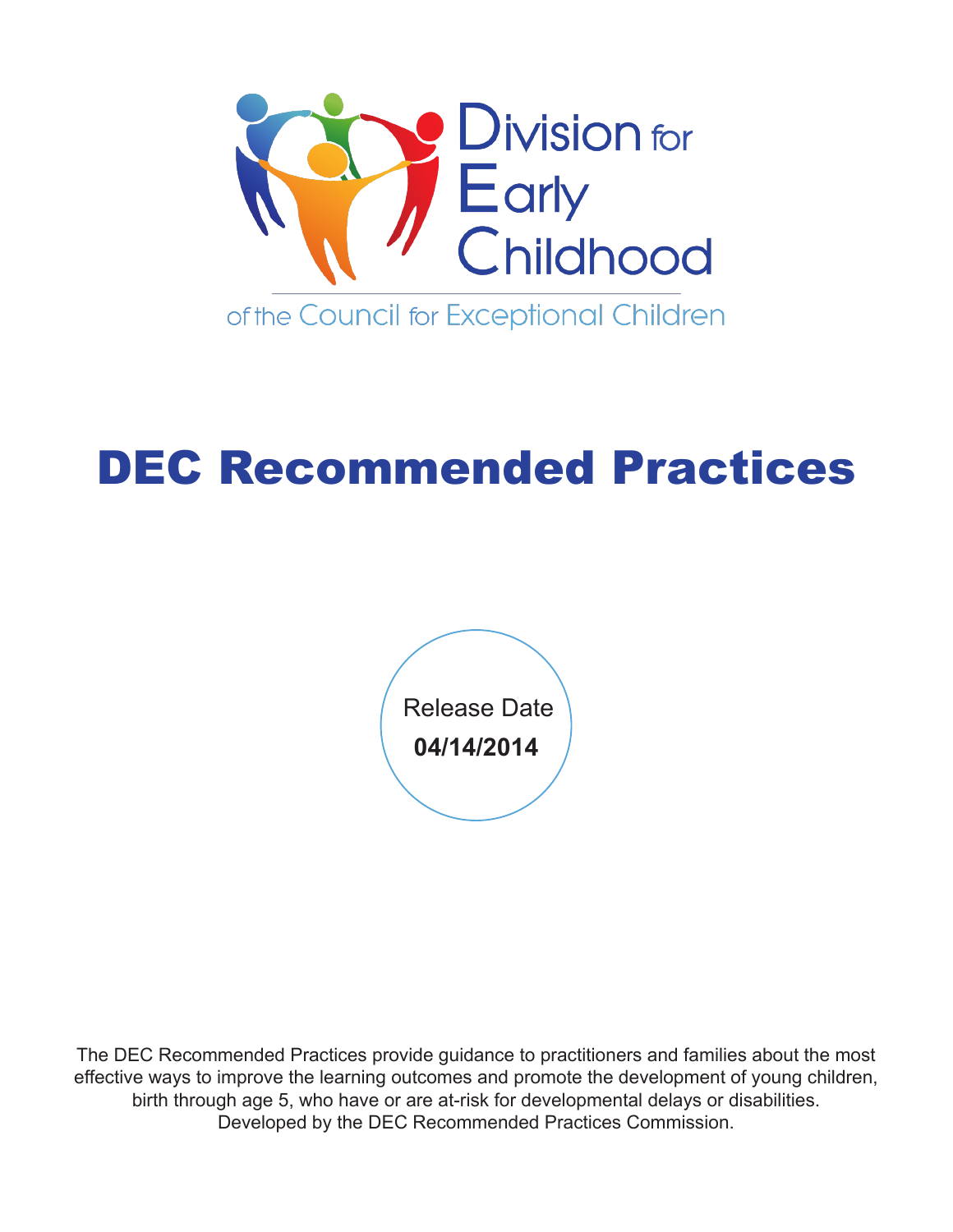Division for Early Childhood

of the Council for Exceptional Children

# DEC Recommended Practices

Release Date

**04/14/2014**

The DEC Recommended Practices provide guidance to practitioners and families about the most effective ways to improve the learning outcomes and promote the development of young children, birth through age 5, who have or are at-risk for developmental delays or disabilities. Developed by the DEC Recommended Practices Commission.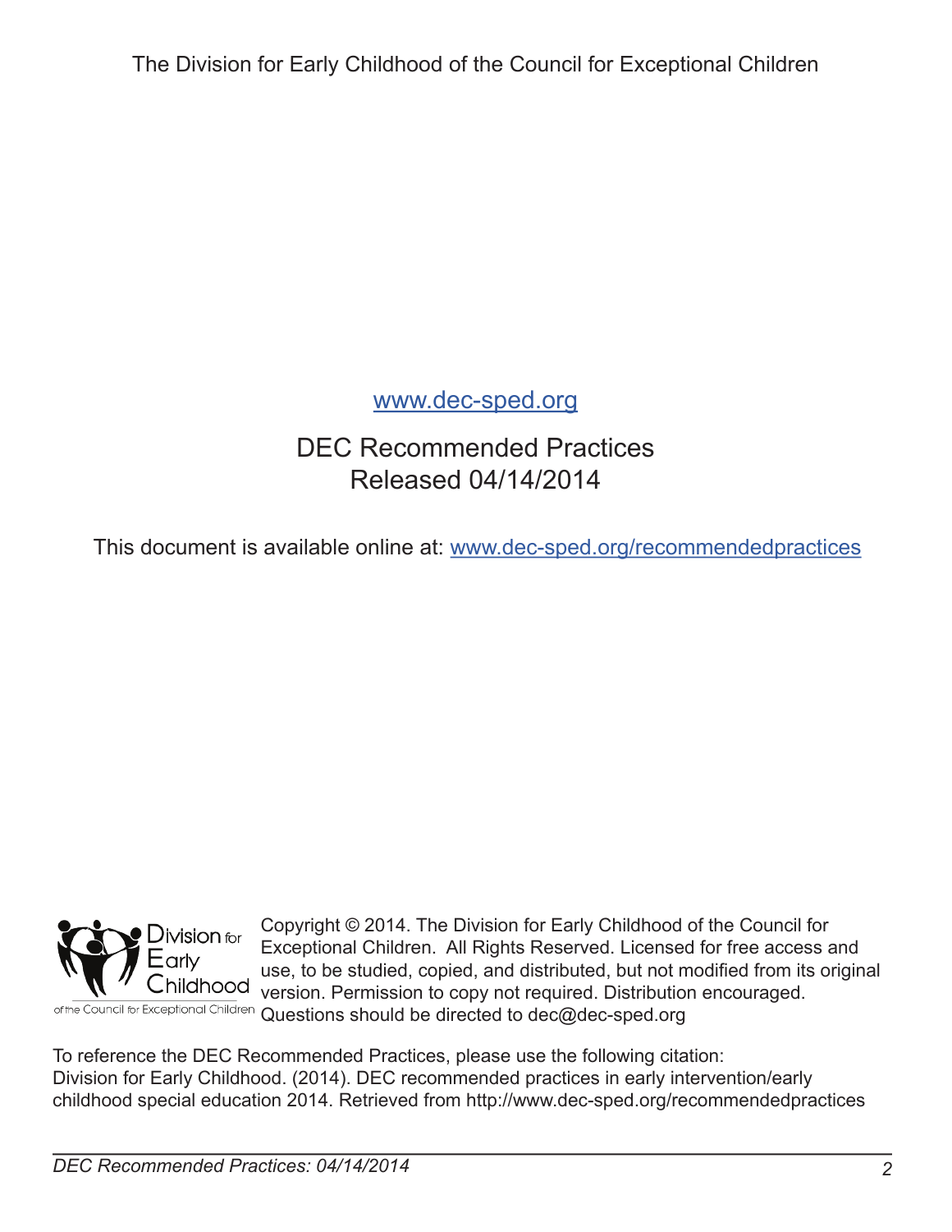The Division for Early Childhood of the Council for Exceptional Children

www.dec-sped.org

DEC Recommended Practices
Released 04/14/2014

This document is available online at: www.dec-sped.org/recommendedpractices

Division for Early Childhood of the Council for Exceptional Children

Copyright © 2014. The Division for Early Childhood of the Council for Exceptional Children. All Rights Reserved. Licensed for free access and use, to be studied, copied, and distributed, but not modified from its original version. Permission to copy not required. Distribution encouraged. Questions should be directed to dec@dec-sped.org

To reference the DEC Recommended Practices, please use the following citation:
Division for Early Childhood. (2014). DEC recommended practices in early intervention/early childhood special education 2014. Retrieved from http://www.dec-sped.org/recommendedpractices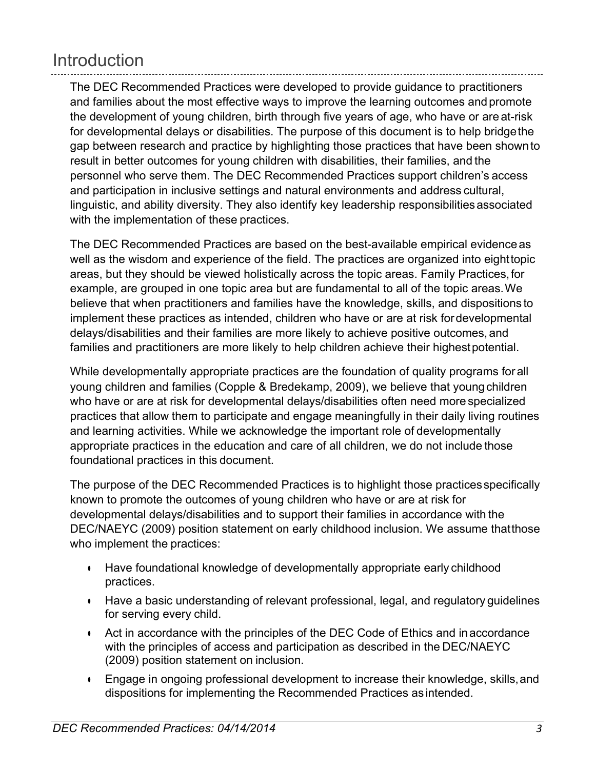# Introduction

The DEC Recommended Practices were developed to provide guidance to practitioners and families about the most effective ways to improve the learning outcomes and promote the development of young children, birth through five years of age, who have or are at-risk for developmental delays or disabilities. The purpose of this document is to help bridge the gap between research and practice by highlighting those practices that have been shown to result in better outcomes for young children with disabilities, their families, and the personnel who serve them. The DEC Recommended Practices support children's access and participation in inclusive settings and natural environments and address cultural, linguistic, and ability diversity. They also identify key leadership responsibilities associated with the implementation of these practices.

The DEC Recommended Practices are based on the best-available empirical evidence as well as the wisdom and experience of the field. The practices are organized into eight topic areas, but they should be viewed holistically across the topic areas. Family Practices, for example, are grouped in one topic area but are fundamental to all of the topic areas. We believe that when practitioners and families have the knowledge, skills, and dispositions to implement these practices as intended, children who have or are at risk for developmental delays/disabilities and their families are more likely to achieve positive outcomes, and families and practitioners are more likely to help children achieve their highest potential.

While developmentally appropriate practices are the foundation of quality programs for all young children and families (Copple & Bredekamp, 2009), we believe that young children who have or are at risk for developmental delays/disabilities often need more specialized practices that allow them to participate and engage meaningfully in their daily living routines and learning activities. While we acknowledge the important role of developmentally appropriate practices in the education and care of all children, we do not include those foundational practices in this document.

The purpose of the DEC Recommended Practices is to highlight those practices specifically known to promote the outcomes of young children who have or are at risk for developmental delays/disabilities and to support their families in accordance with the DEC/NAEYC (2009) position statement on early childhood inclusion. We assume that those who implement the practices:

- Have foundational knowledge of developmentally appropriate early childhood practices.
- Have a basic understanding of relevant professional, legal, and regulatory guidelines for serving every child.
- Act in accordance with the principles of the DEC Code of Ethics and in accordance with the principles of access and participation as described in the DEC/NAEYC (2009) position statement on inclusion.
- Engage in ongoing professional development to increase their knowledge, skills, and dispositions for implementing the Recommended Practices as intended.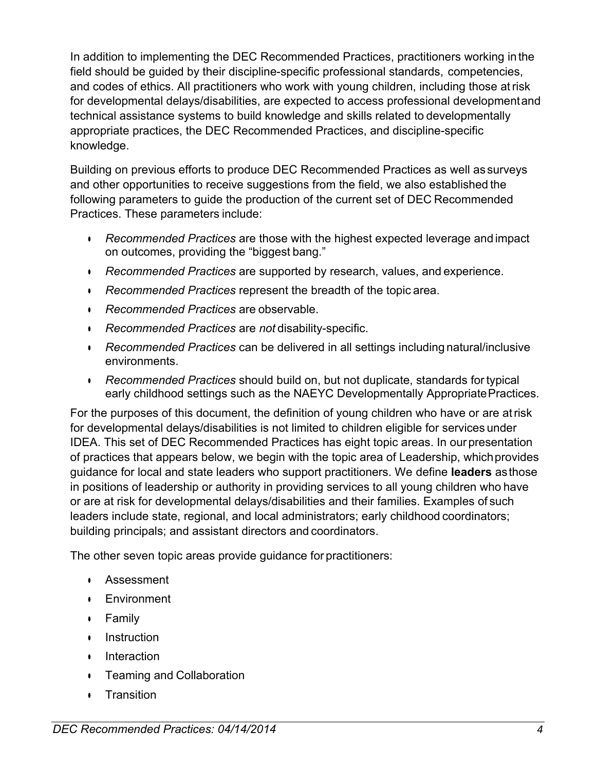In addition to implementing the DEC Recommended Practices, practitioners working in the field should be guided by their discipline-specific professional standards, competencies, and codes of ethics. All practitioners who work with young children, including those at risk for developmental delays/disabilities, are expected to access professional development and technical assistance systems to build knowledge and skills related to developmentally appropriate practices, the DEC Recommended Practices, and discipline-specific knowledge.

Building on previous efforts to produce DEC Recommended Practices as well as surveys and other opportunities to receive suggestions from the field, we also established the following parameters to guide the production of the current set of DEC Recommended Practices. These parameters include:

- *Recommended Practices* are those with the highest expected leverage and impact on outcomes, providing the "biggest bang."
- *Recommended Practices* are supported by research, values, and experience.
- *Recommended Practices* represent the breadth of the topic area.
- *Recommended Practices* are observable.
- *Recommended Practices* are *not* disability-specific.
- *Recommended Practices* can be delivered in all settings including natural/inclusive environments.
- *Recommended Practices* should build on, but not duplicate, standards for typical early childhood settings such as the NAEYC Developmentally Appropriate Practices.

For the purposes of this document, the definition of young children who have or are at risk for developmental delays/disabilities is not limited to children eligible for services under IDEA. This set of DEC Recommended Practices has eight topic areas. In our presentation of practices that appears below, we begin with the topic area of Leadership, which provides guidance for local and state leaders who support practitioners. We define **leaders** as those in positions of leadership or authority in providing services to all young children who have or are at risk for developmental delays/disabilities and their families. Examples of such leaders include state, regional, and local administrators; early childhood coordinators; building principals; and assistant directors and coordinators.

The other seven topic areas provide guidance for practitioners:

- Assessment
- Environment
- Family
- Instruction
- Interaction
- Teaming and Collaboration
- Transition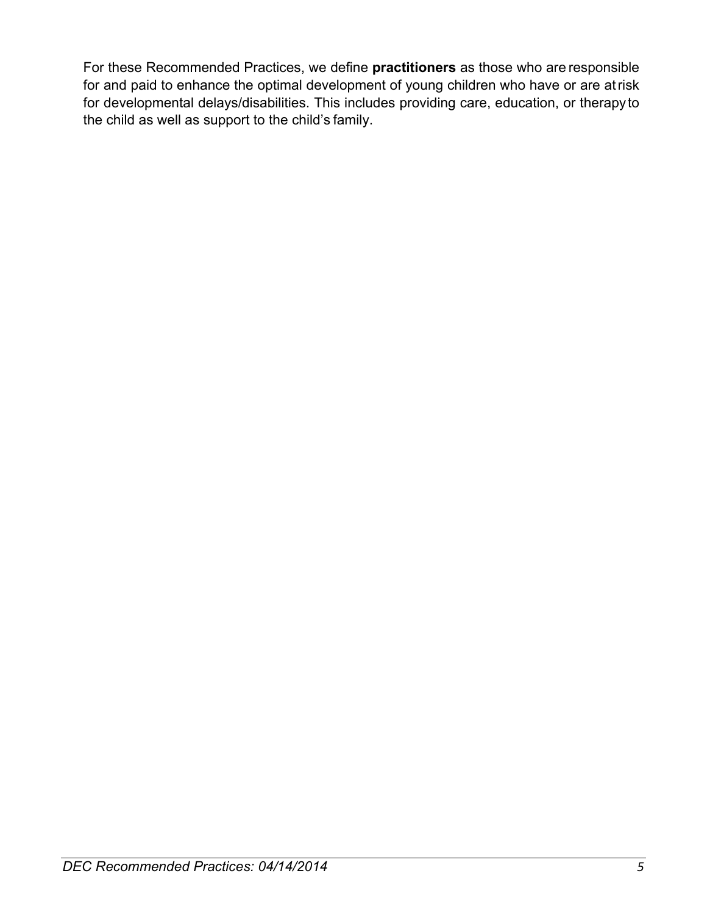For these Recommended Practices, we define **practitioners** as those who are responsible for and paid to enhance the optimal development of young children who have or are at risk for developmental delays/disabilities. This includes providing care, education, or therapy to the child as well as support to the child's family.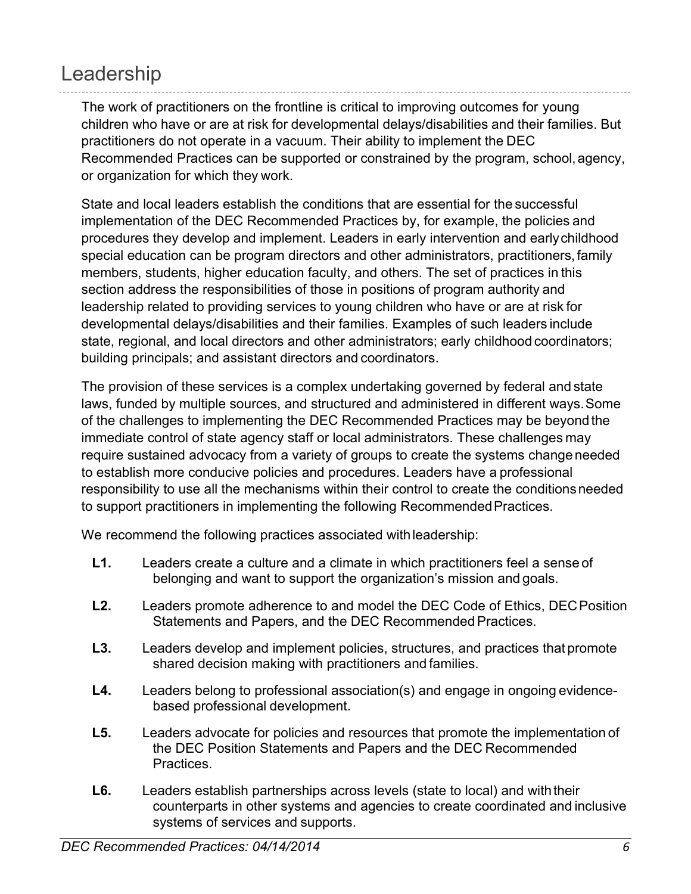# Leadership

The work of practitioners on the frontline is critical to improving outcomes for young children who have or are at risk for developmental delays/disabilities and their families. But practitioners do not operate in a vacuum. Their ability to implement the DEC Recommended Practices can be supported or constrained by the program, school, agency, or organization for which they work.

State and local leaders establish the conditions that are essential for the successful implementation of the DEC Recommended Practices by, for example, the policies and procedures they develop and implement. Leaders in early intervention and early childhood special education can be program directors and other administrators, practitioners, family members, students, higher education faculty, and others. The set of practices in this section address the responsibilities of those in positions of program authority and leadership related to providing services to young children who have or are at risk for developmental delays/disabilities and their families. Examples of such leaders include state, regional, and local directors and other administrators; early childhood coordinators; building principals; and assistant directors and coordinators.

The provision of these services is a complex undertaking governed by federal and state laws, funded by multiple sources, and structured and administered in different ways. Some of the challenges to implementing the DEC Recommended Practices may be beyond the immediate control of state agency staff or local administrators. These challenges may require sustained advocacy from a variety of groups to create the systems change needed to establish more conducive policies and procedures. Leaders have a professional responsibility to use all the mechanisms within their control to create the conditions needed to support practitioners in implementing the following Recommended Practices.

We recommend the following practices associated with leadership:

- **L1.** Leaders create a culture and a climate in which practitioners feel a sense of belonging and want to support the organization's mission and goals.
- **L2.** Leaders promote adherence to and model the DEC Code of Ethics, DEC Position Statements and Papers, and the DEC Recommended Practices.
- **L3.** Leaders develop and implement policies, structures, and practices that promote shared decision making with practitioners and families.
- **L4.** Leaders belong to professional association(s) and engage in ongoing evidence-based professional development.
- **L5.** Leaders advocate for policies and resources that promote the implementation of the DEC Position Statements and Papers and the DEC Recommended Practices.
- **L6.** Leaders establish partnerships across levels (state to local) and with their counterparts in other systems and agencies to create coordinated and inclusive systems of services and supports.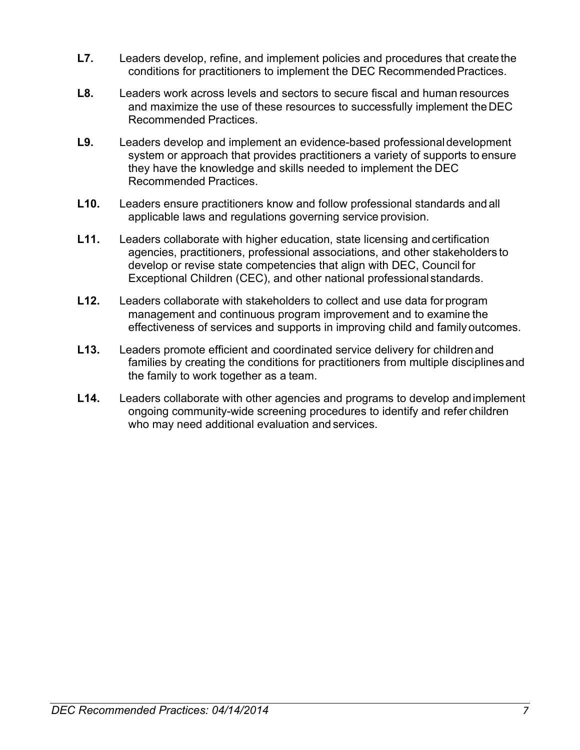**L7.** Leaders develop, refine, and implement policies and procedures that create the conditions for practitioners to implement the DEC Recommended Practices.

**L8.** Leaders work across levels and sectors to secure fiscal and human resources and maximize the use of these resources to successfully implement the DEC Recommended Practices.

**L9.** Leaders develop and implement an evidence-based professional development system or approach that provides practitioners a variety of supports to ensure they have the knowledge and skills needed to implement the DEC Recommended Practices.

**L10.** Leaders ensure practitioners know and follow professional standards and all applicable laws and regulations governing service provision.

**L11.** Leaders collaborate with higher education, state licensing and certification agencies, practitioners, professional associations, and other stakeholders to develop or revise state competencies that align with DEC, Council for Exceptional Children (CEC), and other national professional standards.

**L12.** Leaders collaborate with stakeholders to collect and use data for program management and continuous program improvement and to examine the effectiveness of services and supports in improving child and family outcomes.

**L13.** Leaders promote efficient and coordinated service delivery for children and families by creating the conditions for practitioners from multiple disciplines and the family to work together as a team.

**L14.** Leaders collaborate with other agencies and programs to develop and implement ongoing community-wide screening procedures to identify and refer children who may need additional evaluation and services.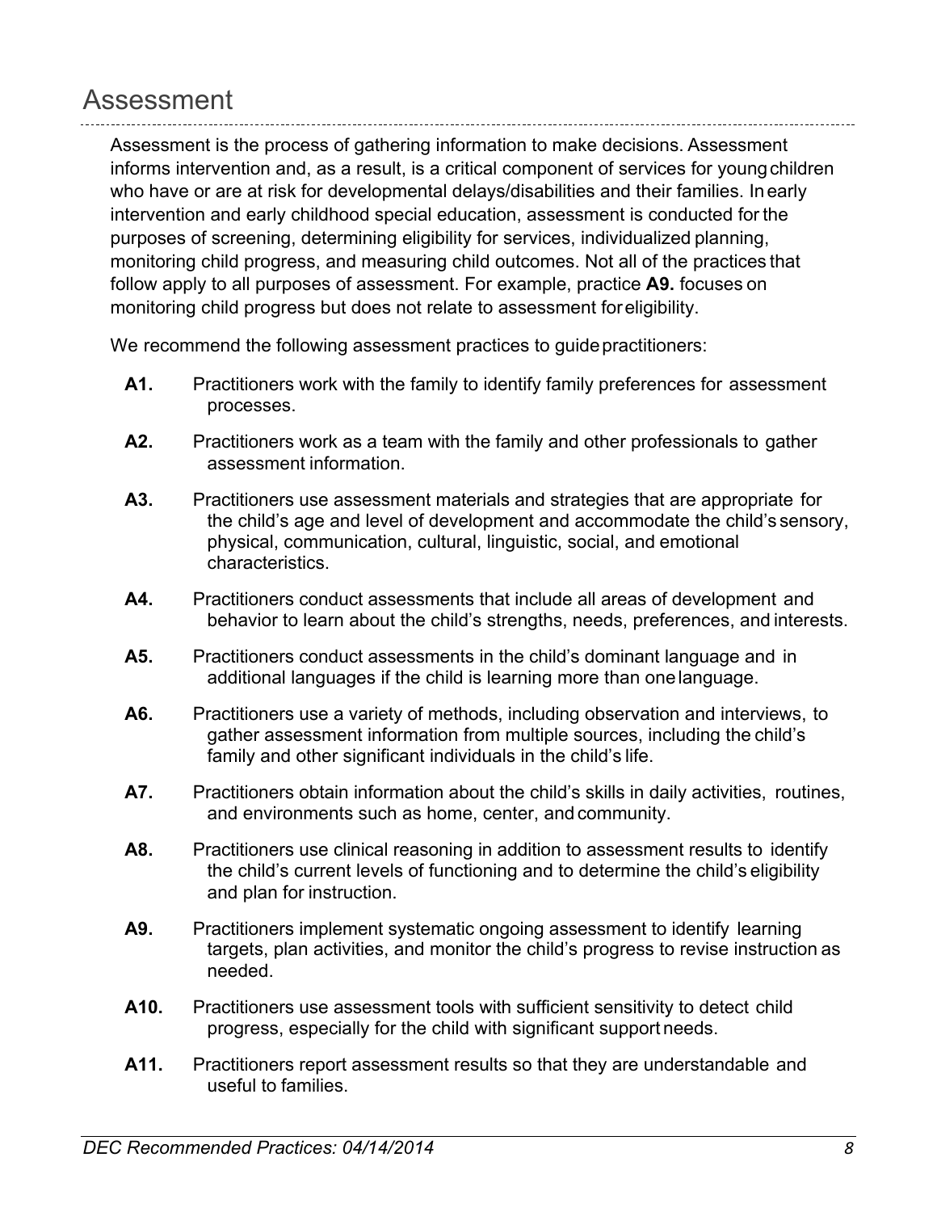## Assessment

Assessment is the process of gathering information to make decisions. Assessment informs intervention and, as a result, is a critical component of services for young children who have or are at risk for developmental delays/disabilities and their families. In early intervention and early childhood special education, assessment is conducted for the purposes of screening, determining eligibility for services, individualized planning, monitoring child progress, and measuring child outcomes. Not all of the practices that follow apply to all purposes of assessment. For example, practice **A9.** focuses on monitoring child progress but does not relate to assessment for eligibility.

We recommend the following assessment practices to guide practitioners:

**A1.** Practitioners work with the family to identify family preferences for assessment processes.

**A2.** Practitioners work as a team with the family and other professionals to gather assessment information.

**A3.** Practitioners use assessment materials and strategies that are appropriate for the child's age and level of development and accommodate the child's sensory, physical, communication, cultural, linguistic, social, and emotional characteristics.

**A4.** Practitioners conduct assessments that include all areas of development and behavior to learn about the child's strengths, needs, preferences, and interests.

**A5.** Practitioners conduct assessments in the child's dominant language and in additional languages if the child is learning more than one language.

**A6.** Practitioners use a variety of methods, including observation and interviews, to gather assessment information from multiple sources, including the child's family and other significant individuals in the child's life.

**A7.** Practitioners obtain information about the child's skills in daily activities, routines, and environments such as home, center, and community.

**A8.** Practitioners use clinical reasoning in addition to assessment results to identify the child's current levels of functioning and to determine the child's eligibility and plan for instruction.

**A9.** Practitioners implement systematic ongoing assessment to identify learning targets, plan activities, and monitor the child's progress to revise instruction as needed.

**A10.** Practitioners use assessment tools with sufficient sensitivity to detect child progress, especially for the child with significant support needs.

**A11.** Practitioners report assessment results so that they are understandable and useful to families.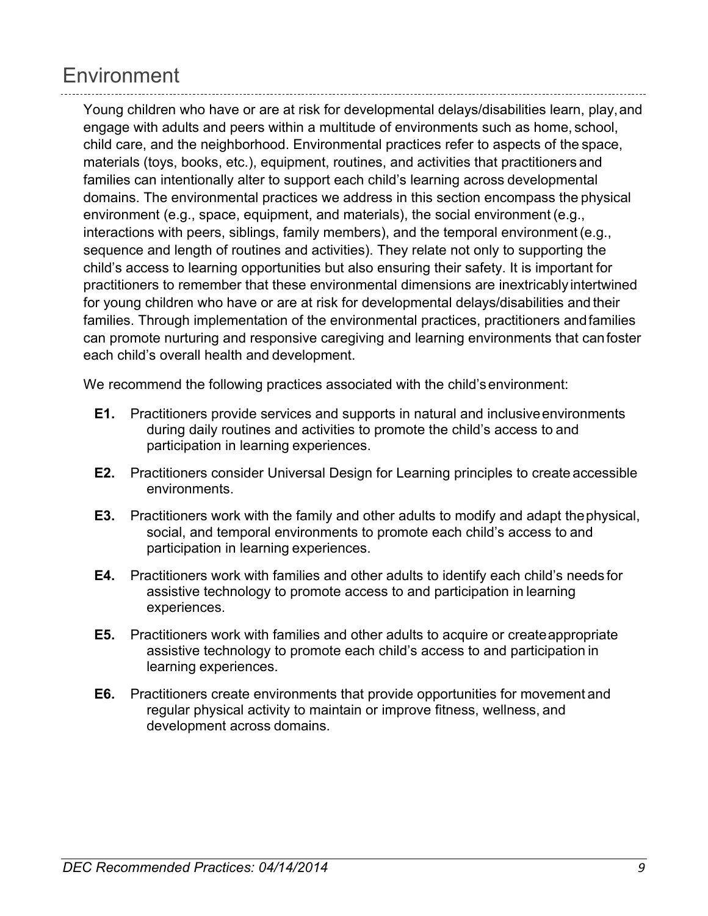# Environment

Young children who have or are at risk for developmental delays/disabilities learn, play, and engage with adults and peers within a multitude of environments such as home, school, child care, and the neighborhood. Environmental practices refer to aspects of the space, materials (toys, books, etc.), equipment, routines, and activities that practitioners and families can intentionally alter to support each child's learning across developmental domains. The environmental practices we address in this section encompass the physical environment (e.g., space, equipment, and materials), the social environment (e.g., interactions with peers, siblings, family members), and the temporal environment (e.g., sequence and length of routines and activities). They relate not only to supporting the child's access to learning opportunities but also ensuring their safety. It is important for practitioners to remember that these environmental dimensions are inextricably intertwined for young children who have or are at risk for developmental delays/disabilities and their families. Through implementation of the environmental practices, practitioners and families can promote nurturing and responsive caregiving and learning environments that can foster each child's overall health and development.

We recommend the following practices associated with the child's environment:

**E1.** Practitioners provide services and supports in natural and inclusive environments during daily routines and activities to promote the child's access to and participation in learning experiences.

**E2.** Practitioners consider Universal Design for Learning principles to create accessible environments.

**E3.** Practitioners work with the family and other adults to modify and adapt the physical, social, and temporal environments to promote each child's access to and participation in learning experiences.

**E4.** Practitioners work with families and other adults to identify each child's needs for assistive technology to promote access to and participation in learning experiences.

**E5.** Practitioners work with families and other adults to acquire or create appropriate assistive technology to promote each child's access to and participation in learning experiences.

**E6.** Practitioners create environments that provide opportunities for movement and regular physical activity to maintain or improve fitness, wellness, and development across domains.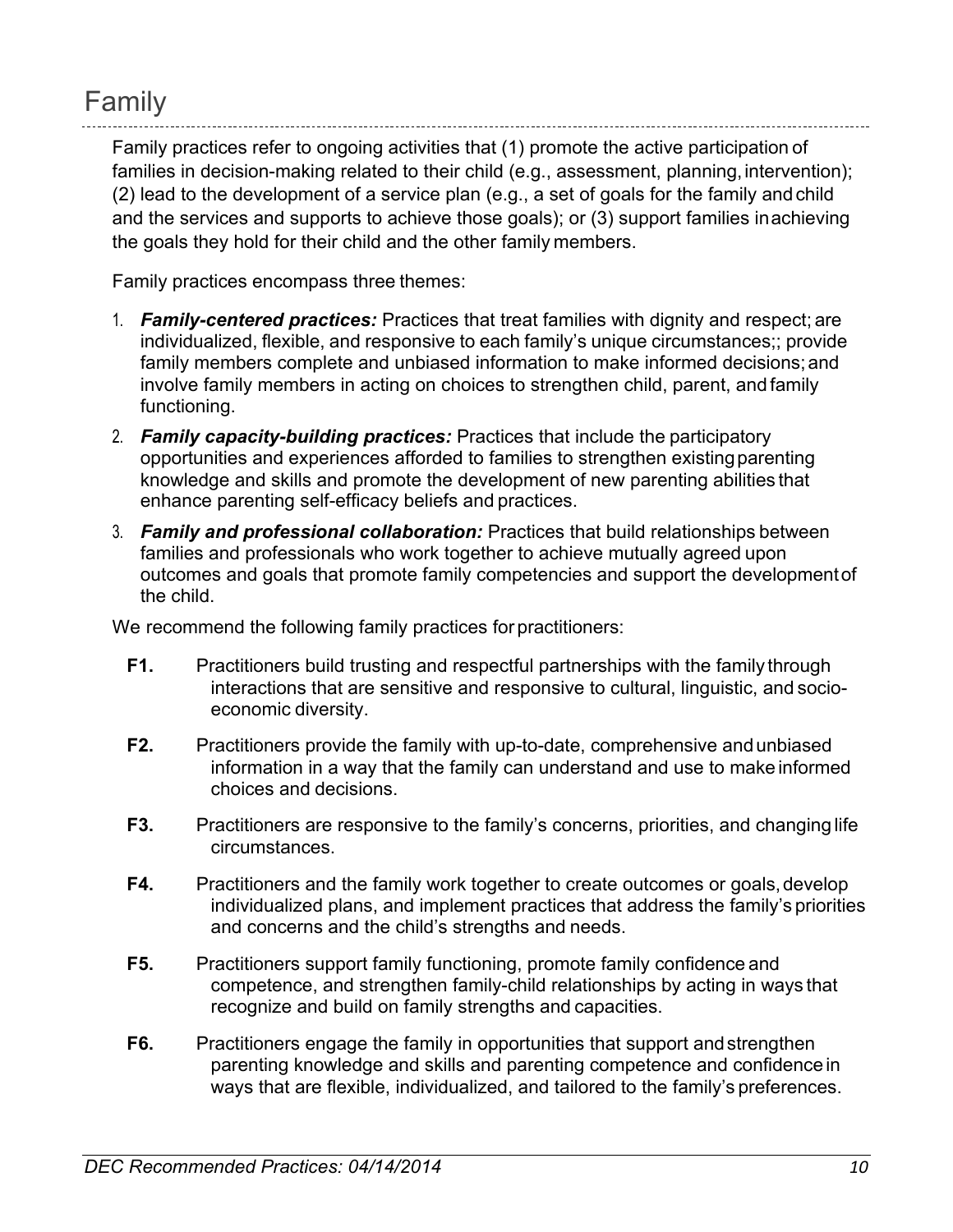# Family

Family practices refer to ongoing activities that (1) promote the active participation of families in decision-making related to their child (e.g., assessment, planning, intervention); (2) lead to the development of a service plan (e.g., a set of goals for the family and child and the services and supports to achieve those goals); or (3) support families in achieving the goals they hold for their child and the other family members.

Family practices encompass three themes:

1. ***Family-centered practices:*** Practices that treat families with dignity and respect; are individualized, flexible, and responsive to each family's unique circumstances;; provide family members complete and unbiased information to make informed decisions; and involve family members in acting on choices to strengthen child, parent, and family functioning.
2. ***Family capacity-building practices:*** Practices that include the participatory opportunities and experiences afforded to families to strengthen existing parenting knowledge and skills and promote the development of new parenting abilities that enhance parenting self-efficacy beliefs and practices.
3. ***Family and professional collaboration:*** Practices that build relationships between families and professionals who work together to achieve mutually agreed upon outcomes and goals that promote family competencies and support the development of the child.

We recommend the following family practices for practitioners:

**F1.** Practitioners build trusting and respectful partnerships with the family through interactions that are sensitive and responsive to cultural, linguistic, and socio-economic diversity.

**F2.** Practitioners provide the family with up-to-date, comprehensive and unbiased information in a way that the family can understand and use to make informed choices and decisions.

**F3.** Practitioners are responsive to the family's concerns, priorities, and changing life circumstances.

**F4.** Practitioners and the family work together to create outcomes or goals, develop individualized plans, and implement practices that address the family's priorities and concerns and the child's strengths and needs.

**F5.** Practitioners support family functioning, promote family confidence and competence, and strengthen family-child relationships by acting in ways that recognize and build on family strengths and capacities.

**F6.** Practitioners engage the family in opportunities that support and strengthen parenting knowledge and skills and parenting competence and confidence in ways that are flexible, individualized, and tailored to the family's preferences.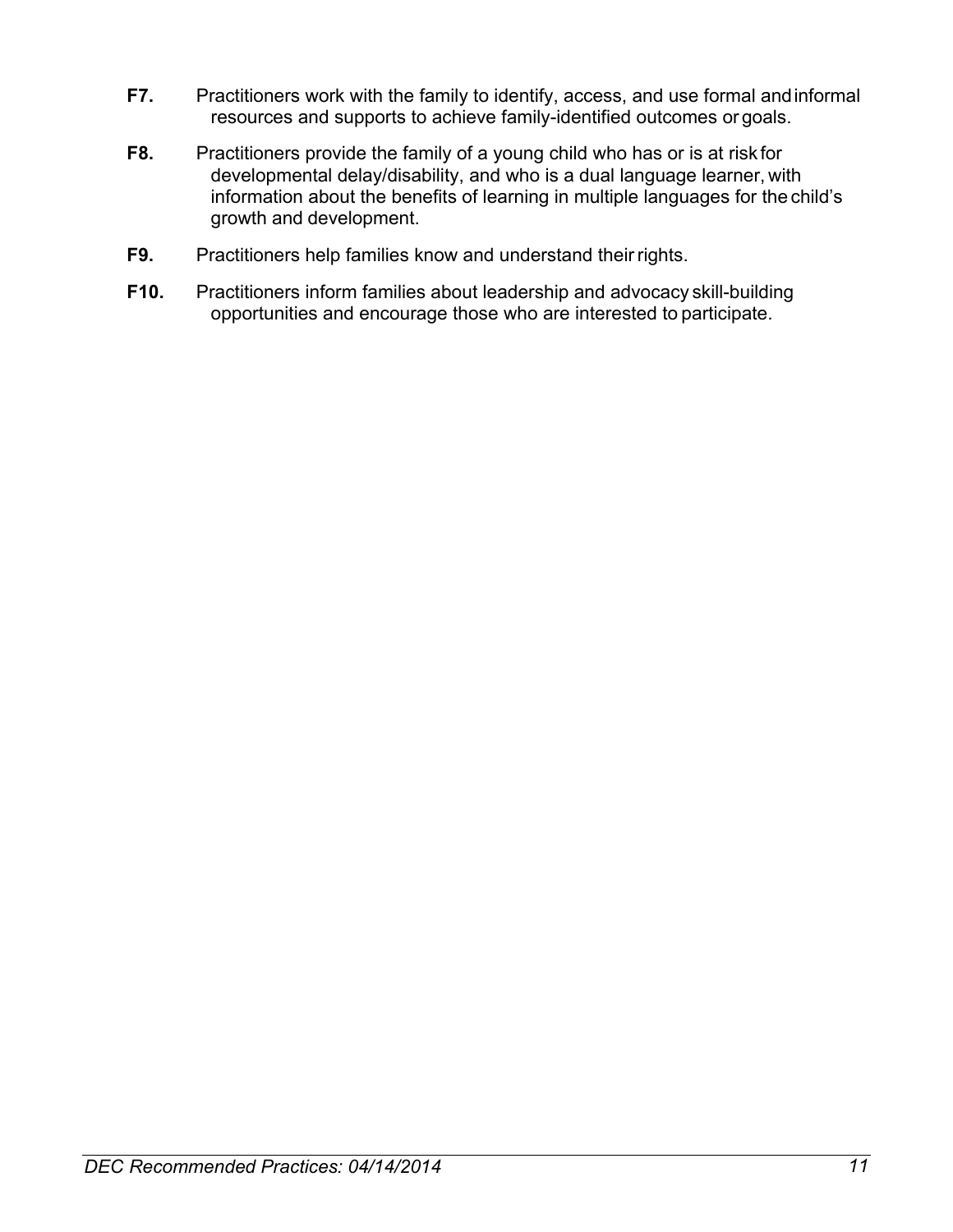**F7.** Practitioners work with the family to identify, access, and use formal and informal resources and supports to achieve family-identified outcomes or goals.

**F8.** Practitioners provide the family of a young child who has or is at risk for developmental delay/disability, and who is a dual language learner, with information about the benefits of learning in multiple languages for the child's growth and development.

**F9.** Practitioners help families know and understand their rights.

**F10.** Practitioners inform families about leadership and advocacy skill-building opportunities and encourage those who are interested to participate.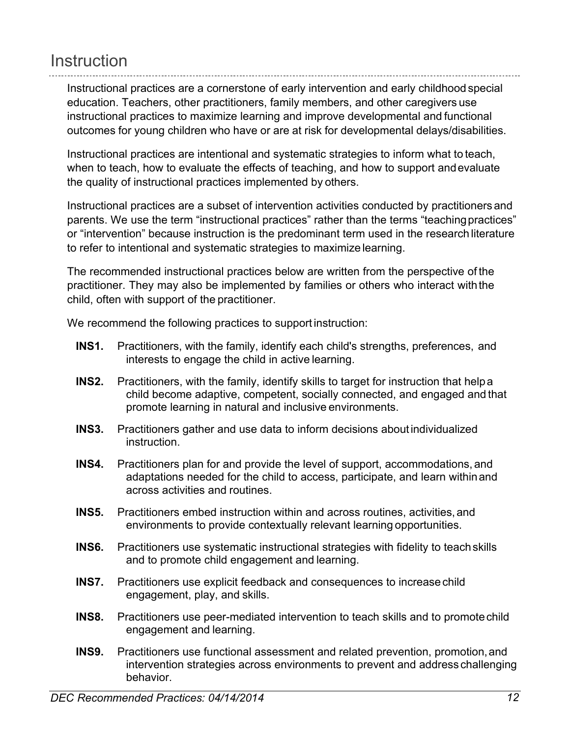## Instruction

Instructional practices are a cornerstone of early intervention and early childhood special education. Teachers, other practitioners, family members, and other caregivers use instructional practices to maximize learning and improve developmental and functional outcomes for young children who have or are at risk for developmental delays/disabilities.

Instructional practices are intentional and systematic strategies to inform what to teach, when to teach, how to evaluate the effects of teaching, and how to support and evaluate the quality of instructional practices implemented by others.

Instructional practices are a subset of intervention activities conducted by practitioners and parents. We use the term “instructional practices” rather than the terms “teaching practices” or “intervention” because instruction is the predominant term used in the research literature to refer to intentional and systematic strategies to maximize learning.

The recommended instructional practices below are written from the perspective of the practitioner. They may also be implemented by families or others who interact with the child, often with support of the practitioner.

We recommend the following practices to support instruction:

**INS1.** Practitioners, with the family, identify each child's strengths, preferences, and interests to engage the child in active learning.

**INS2.** Practitioners, with the family, identify skills to target for instruction that help a child become adaptive, competent, socially connected, and engaged and that promote learning in natural and inclusive environments.

**INS3.** Practitioners gather and use data to inform decisions about individualized instruction.

**INS4.** Practitioners plan for and provide the level of support, accommodations, and adaptations needed for the child to access, participate, and learn within and across activities and routines.

**INS5.** Practitioners embed instruction within and across routines, activities, and environments to provide contextually relevant learning opportunities.

**INS6.** Practitioners use systematic instructional strategies with fidelity to teach skills and to promote child engagement and learning.

**INS7.** Practitioners use explicit feedback and consequences to increase child engagement, play, and skills.

**INS8.** Practitioners use peer-mediated intervention to teach skills and to promote child engagement and learning.

**INS9.** Practitioners use functional assessment and related prevention, promotion, and intervention strategies across environments to prevent and address challenging behavior.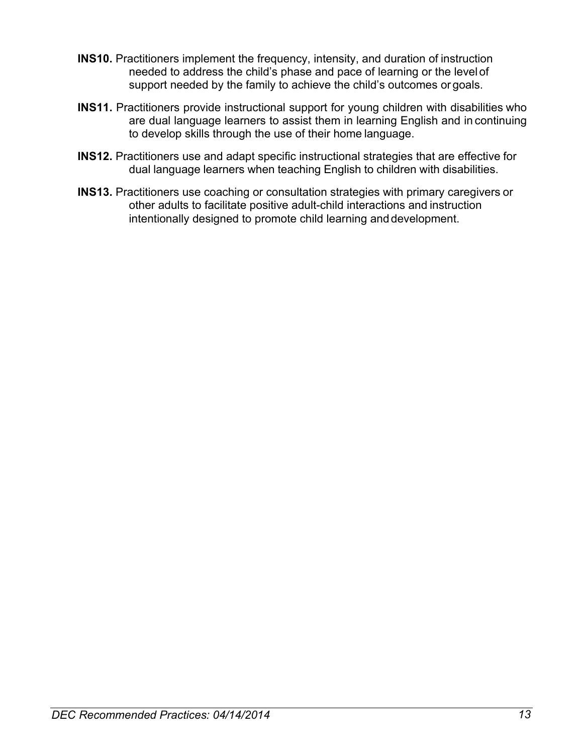**INS10.** Practitioners implement the frequency, intensity, and duration of instruction needed to address the child's phase and pace of learning or the level of support needed by the family to achieve the child's outcomes or goals.

**INS11.** Practitioners provide instructional support for young children with disabilities who are dual language learners to assist them in learning English and in continuing to develop skills through the use of their home language.

**INS12.** Practitioners use and adapt specific instructional strategies that are effective for dual language learners when teaching English to children with disabilities.

**INS13.** Practitioners use coaching or consultation strategies with primary caregivers or other adults to facilitate positive adult-child interactions and instruction intentionally designed to promote child learning and development.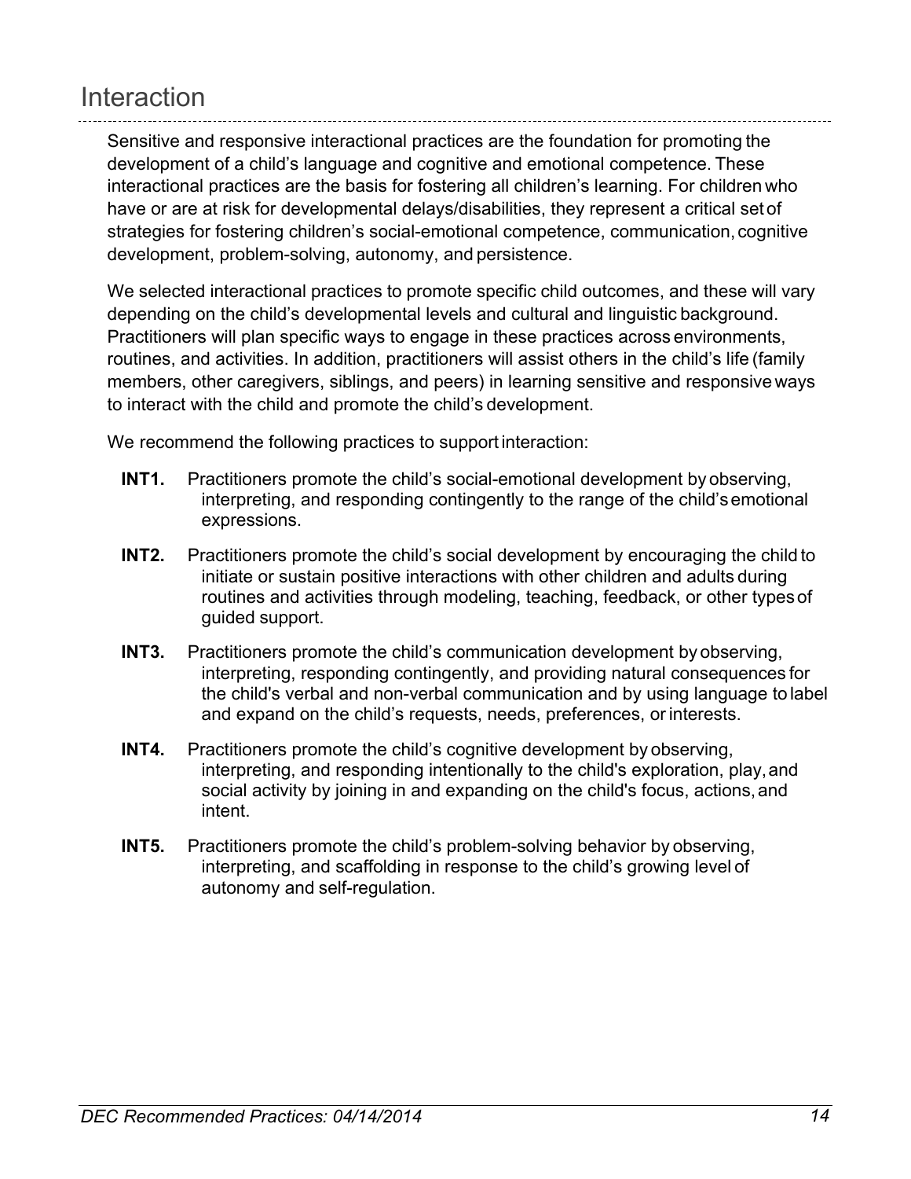## Interaction

Sensitive and responsive interactional practices are the foundation for promoting the development of a child's language and cognitive and emotional competence. These interactional practices are the basis for fostering all children's learning. For children who have or are at risk for developmental delays/disabilities, they represent a critical set of strategies for fostering children's social-emotional competence, communication, cognitive development, problem-solving, autonomy, and persistence.

We selected interactional practices to promote specific child outcomes, and these will vary depending on the child's developmental levels and cultural and linguistic background. Practitioners will plan specific ways to engage in these practices across environments, routines, and activities. In addition, practitioners will assist others in the child's life (family members, other caregivers, siblings, and peers) in learning sensitive and responsive ways to interact with the child and promote the child's development.

We recommend the following practices to support interaction:

**INT1.** Practitioners promote the child's social-emotional development by observing, interpreting, and responding contingently to the range of the child's emotional expressions.

**INT2.** Practitioners promote the child's social development by encouraging the child to initiate or sustain positive interactions with other children and adults during routines and activities through modeling, teaching, feedback, or other types of guided support.

**INT3.** Practitioners promote the child's communication development by observing, interpreting, responding contingently, and providing natural consequences for the child's verbal and non-verbal communication and by using language to label and expand on the child's requests, needs, preferences, or interests.

**INT4.** Practitioners promote the child's cognitive development by observing, interpreting, and responding intentionally to the child's exploration, play, and social activity by joining in and expanding on the child's focus, actions, and intent.

**INT5.** Practitioners promote the child's problem-solving behavior by observing, interpreting, and scaffolding in response to the child's growing level of autonomy and self-regulation.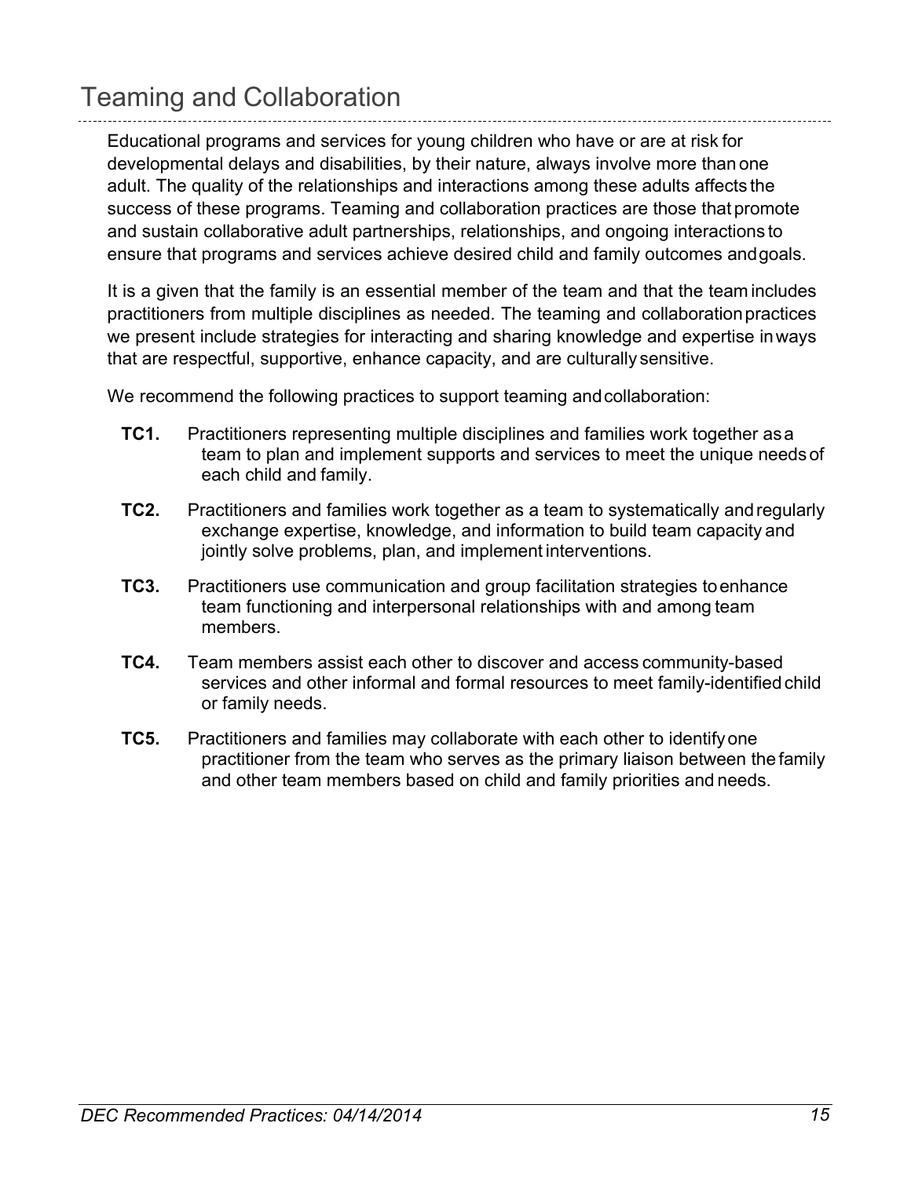## Teaming and Collaboration

Educational programs and services for young children who have or are at risk for developmental delays and disabilities, by their nature, always involve more than one adult. The quality of the relationships and interactions among these adults affects the success of these programs. Teaming and collaboration practices are those that promote and sustain collaborative adult partnerships, relationships, and ongoing interactions to ensure that programs and services achieve desired child and family outcomes and goals.

It is a given that the family is an essential member of the team and that the team includes practitioners from multiple disciplines as needed. The teaming and collaboration practices we present include strategies for interacting and sharing knowledge and expertise in ways that are respectful, supportive, enhance capacity, and are culturally sensitive.

We recommend the following practices to support teaming and collaboration:

**TC1.** Practitioners representing multiple disciplines and families work together as a team to plan and implement supports and services to meet the unique needs of each child and family.

**TC2.** Practitioners and families work together as a team to systematically and regularly exchange expertise, knowledge, and information to build team capacity and jointly solve problems, plan, and implement interventions.

**TC3.** Practitioners use communication and group facilitation strategies to enhance team functioning and interpersonal relationships with and among team members.

**TC4.** Team members assist each other to discover and access community-based services and other informal and formal resources to meet family-identified child or family needs.

**TC5.** Practitioners and families may collaborate with each other to identify one practitioner from the team who serves as the primary liaison between the family and other team members based on child and family priorities and needs.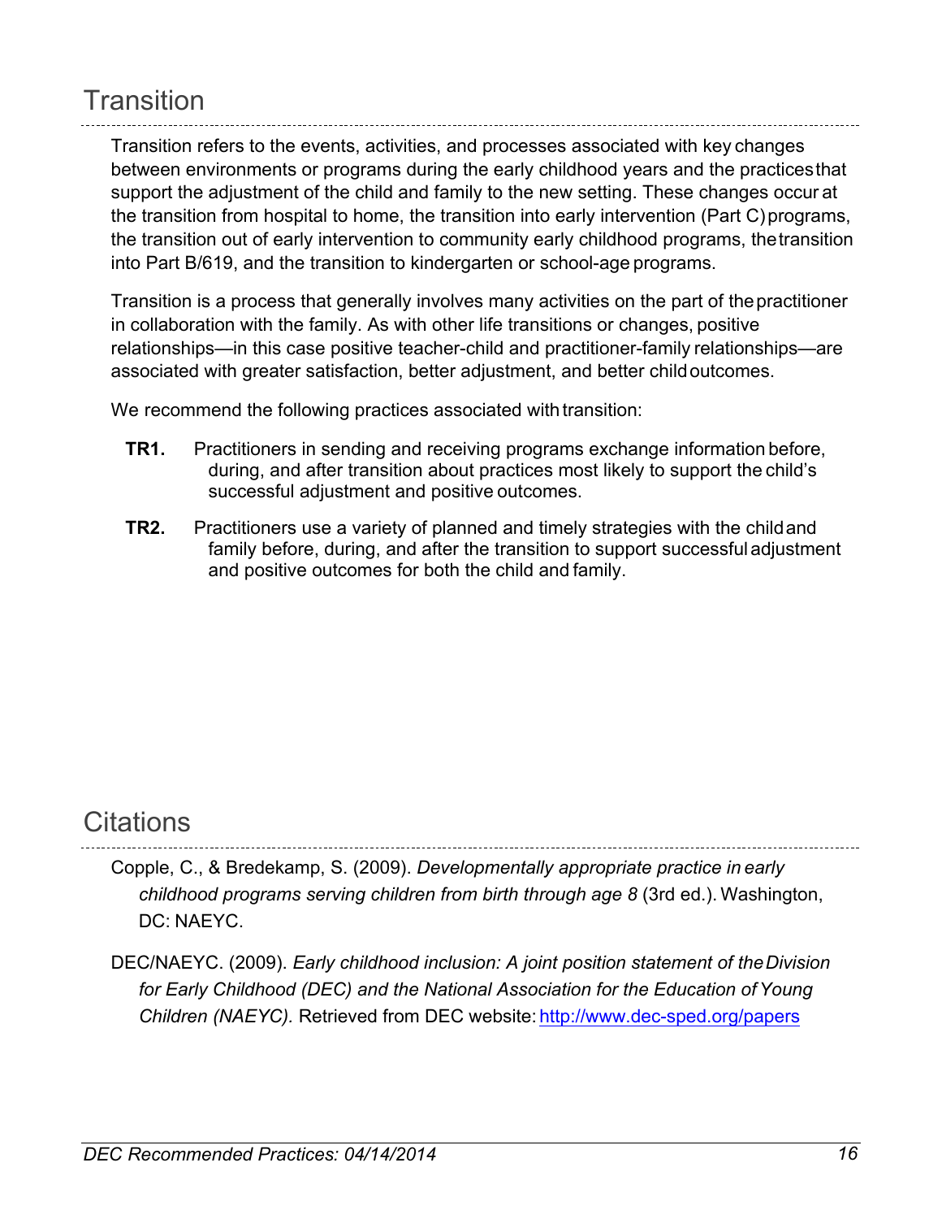## Transition

Transition refers to the events, activities, and processes associated with key changes between environments or programs during the early childhood years and the practices that support the adjustment of the child and family to the new setting. These changes occur at the transition from hospital to home, the transition into early intervention (Part C) programs, the transition out of early intervention to community early childhood programs, the transition into Part B/619, and the transition to kindergarten or school-age programs.

Transition is a process that generally involves many activities on the part of the practitioner in collaboration with the family. As with other life transitions or changes, positive relationships—in this case positive teacher-child and practitioner-family relationships—are associated with greater satisfaction, better adjustment, and better child outcomes.

We recommend the following practices associated with transition:

**TR1.** Practitioners in sending and receiving programs exchange information before, during, and after transition about practices most likely to support the child's successful adjustment and positive outcomes.

**TR2.** Practitioners use a variety of planned and timely strategies with the child and family before, during, and after the transition to support successful adjustment and positive outcomes for both the child and family.

## Citations

Copple, C., & Bredekamp, S. (2009). *Developmentally appropriate practice in early childhood programs serving children from birth through age 8* (3rd ed.). Washington, DC: NAEYC.

DEC/NAEYC. (2009). *Early childhood inclusion: A joint position statement of the Division for Early Childhood (DEC) and the National Association for the Education of Young Children (NAEYC).* Retrieved from DEC website: http://www.dec-sped.org/papers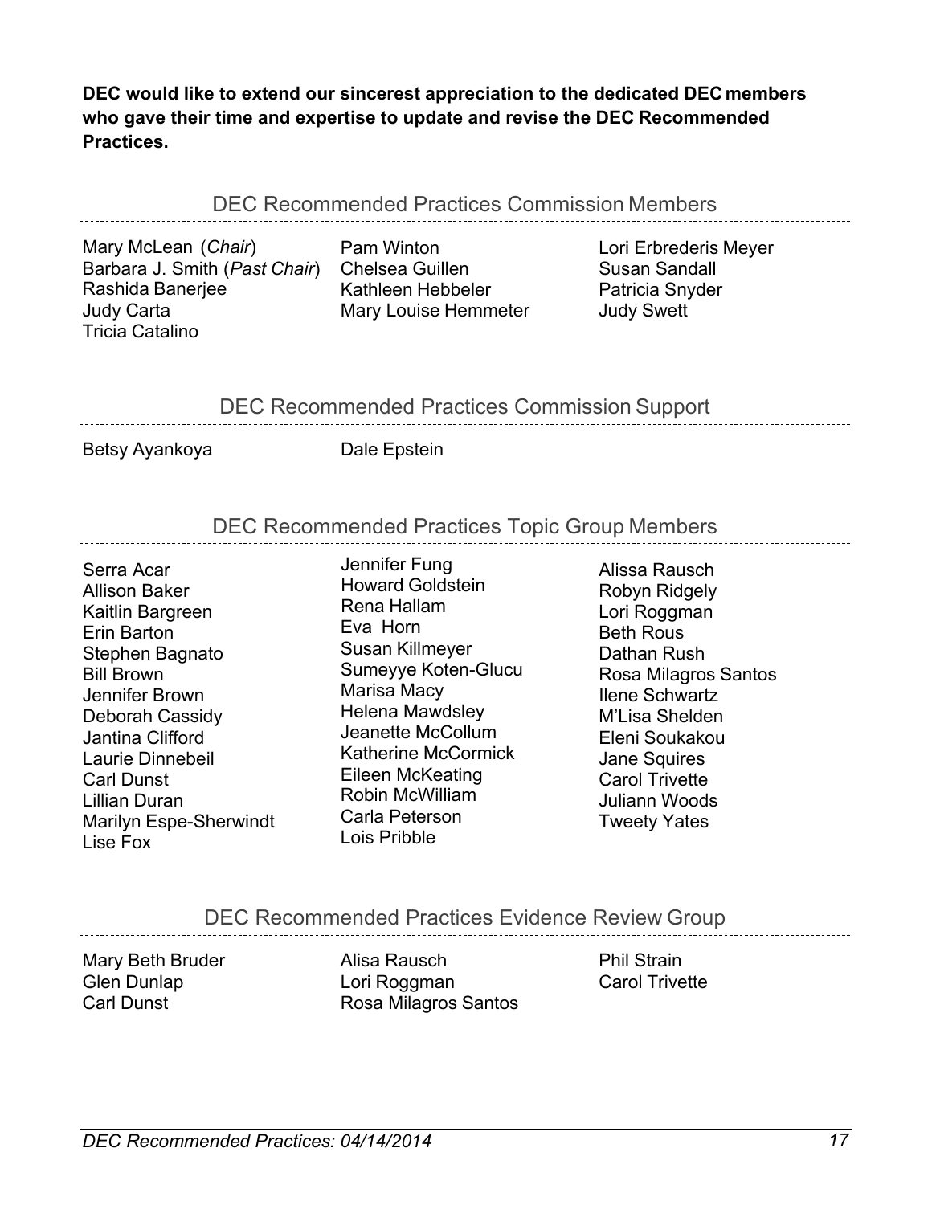**DEC would like to extend our sincerest appreciation to the dedicated DEC members who gave their time and expertise to update and revise the DEC Recommended Practices.**

## DEC Recommended Practices Commission Members

Mary McLean (*Chair*)
Barbara J. Smith (*Past Chair*)
Rashida Banerjee
Judy Carta
Tricia Catalino
Pam Winton
Chelsea Guillen
Kathleen Hebbeler
Mary Louise Hemmeter
Lori Erbrederis Meyer
Susan Sandall
Patricia Snyder
Judy Swett

## DEC Recommended Practices Commission Support

Betsy Ayankoya
Dale Epstein

## DEC Recommended Practices Topic Group Members

Serra Acar
Allison Baker
Kaitlin Bargreen
Erin Barton
Stephen Bagnato
Bill Brown
Jennifer Brown
Deborah Cassidy
Jantina Clifford
Laurie Dinnebeil
Carl Dunst
Lillian Duran
Marilyn Espe-Sherwindt
Lise Fox
Jennifer Fung
Howard Goldstein
Rena Hallam
Eva Horn
Susan Killmeyer
Sumeyye Koten-Glucu
Marisa Macy
Helena Mawdsley
Jeanette McCollum
Katherine McCormick
Eileen McKeating
Robin McWilliam
Carla Peterson
Lois Pribble
Alissa Rausch
Robyn Ridgely
Lori Roggman
Beth Rous
Dathan Rush
Rosa Milagros Santos
Ilene Schwartz
M'Lisa Shelden
Eleni Soukakou
Jane Squires
Carol Trivette
Juliann Woods
Tweety Yates

## DEC Recommended Practices Evidence Review Group

Mary Beth Bruder
Glen Dunlap
Carl Dunst
Alisa Rausch
Lori Roggman
Rosa Milagros Santos
Phil Strain
Carol Trivette